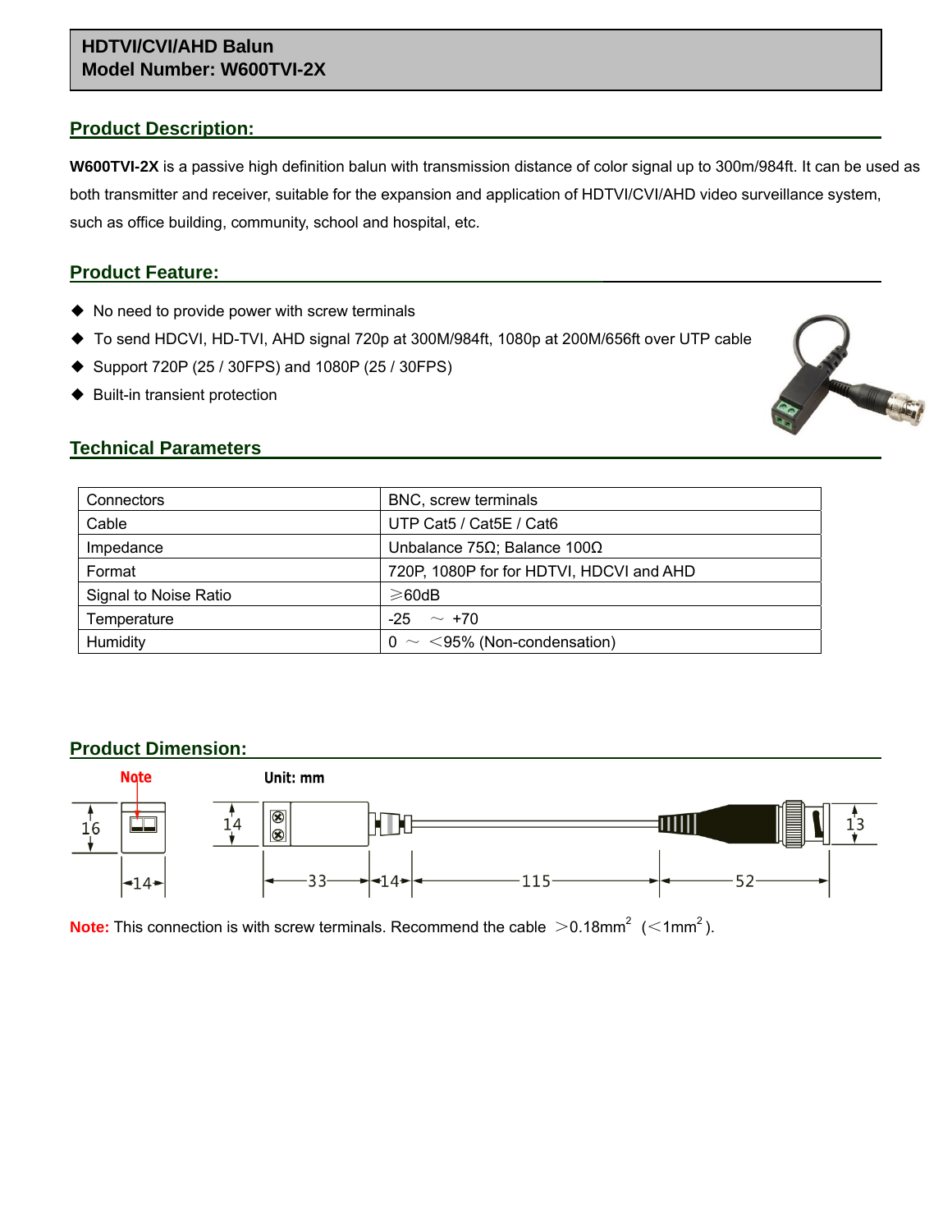**HDTVI/CVI/AHD Balun**
**Model Number: W600TVI-2X**

## Product Description:

**W600TVI-2X** is a passive high definition balun with transmission distance of color signal up to 300m/984ft. It can be used as both transmitter and receiver, suitable for the expansion and application of HDTVI/CVI/AHD video surveillance system, such as office building, community, school and hospital, etc.

## Product Feature:

- No need to provide power with screw terminals
- To send HDCVI, HD-TVI, AHD signal 720p at 300M/984ft, 1080p at 200M/656ft over UTP cable
- Support 720P (25 / 30FPS) and 1080P (25 / 30FPS)
- Built-in transient protection

## Technical Parameters

| | |
|---|---|
| Connectors | BNC, screw terminals |
| Cable | UTP Cat5 / Cat5E / Cat6 |
| Impedance | Unbalance 75Ω; Balance 100Ω |
| Format | 720P, 1080P for for HDTVI, HDCVI and AHD |
| Signal to Noise Ratio | ≥60dB |
| Temperature | -25 ~ +70 |
| Humidity | 0 ~ <95% (Non-condensation) |

## Product Dimension:

Note

Unit: mm

16

14

14

33

14

115

52

13

**Note:** This connection is with screw terminals. Recommend the cable >0.18mm$^2$ (<1mm$^2$).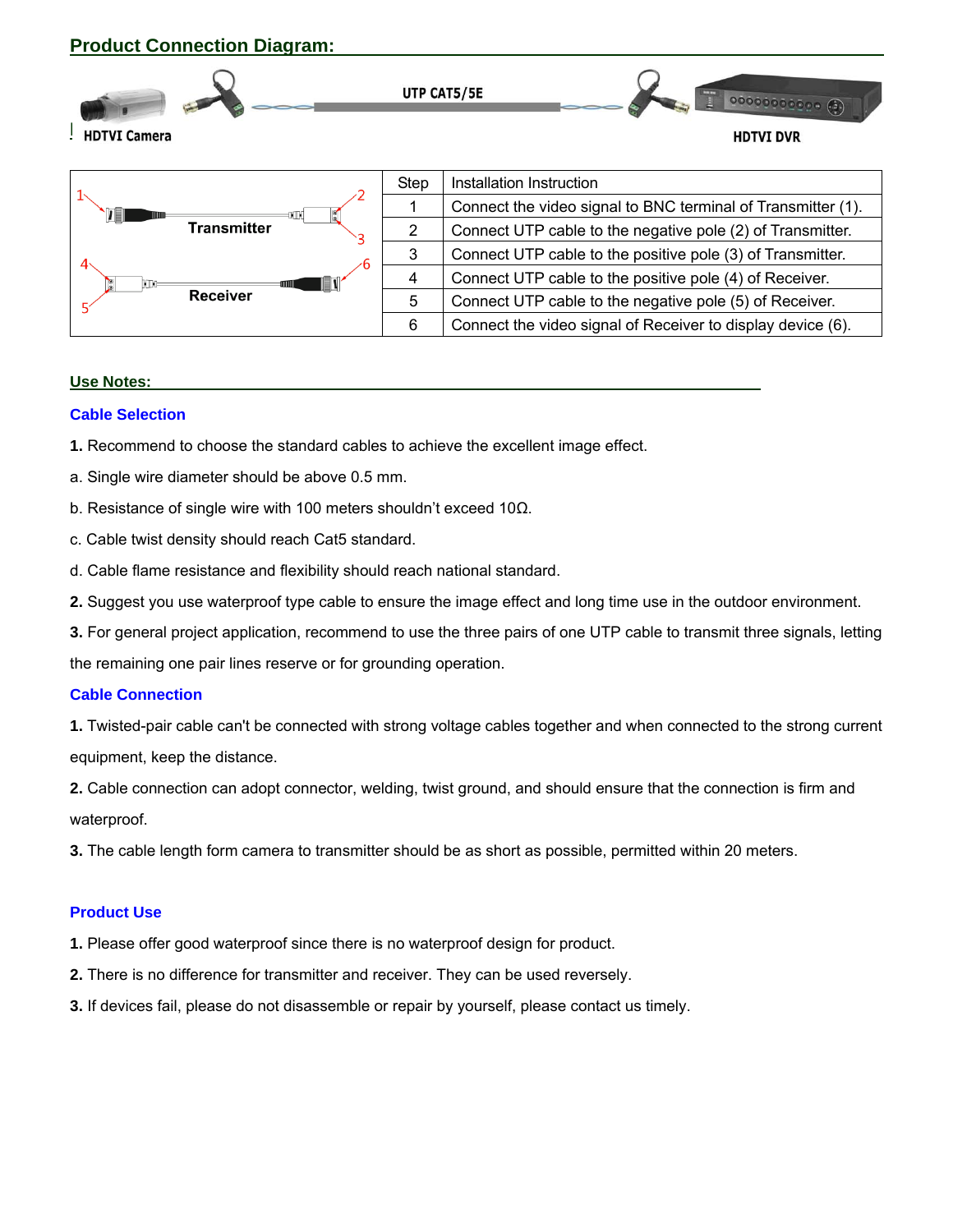## Product Connection Diagram:

HDTVI Camera

UTP CAT5/5E

HDTVI DVR

| | Step | Installation Instruction |
|---|---|---|
| 1, 2, 3 Transmitter | 1 | Connect the video signal to BNC terminal of Transmitter (1). |
| | 2 | Connect UTP cable to the negative pole (2) of Transmitter. |
| | 3 | Connect UTP cable to the positive pole (3) of Transmitter. |
| 4, 5, 6 Receiver | 4 | Connect UTP cable to the positive pole (4) of Receiver. |
| | 5 | Connect UTP cable to the negative pole (5) of Receiver. |
| | 6 | Connect the video signal of Receiver to display device (6). |

## Use Notes:

### Cable Selection

**1.** Recommend to choose the standard cables to achieve the excellent image effect.

a. Single wire diameter should be above 0.5 mm.

b. Resistance of single wire with 100 meters shouldn't exceed 10Ω.

c. Cable twist density should reach Cat5 standard.

d. Cable flame resistance and flexibility should reach national standard.

**2.** Suggest you use waterproof type cable to ensure the image effect and long time use in the outdoor environment.

**3.** For general project application, recommend to use the three pairs of one UTP cable to transmit three signals, letting the remaining one pair lines reserve or for grounding operation.

### Cable Connection

**1.** Twisted-pair cable can't be connected with strong voltage cables together and when connected to the strong current equipment, keep the distance.

**2.** Cable connection can adopt connector, welding, twist ground, and should ensure that the connection is firm and waterproof.

**3.** The cable length form camera to transmitter should be as short as possible, permitted within 20 meters.

### Product Use

**1.** Please offer good waterproof since there is no waterproof design for product.

**2.** There is no difference for transmitter and receiver. They can be used reversely.

**3.** If devices fail, please do not disassemble or repair by yourself, please contact us timely.